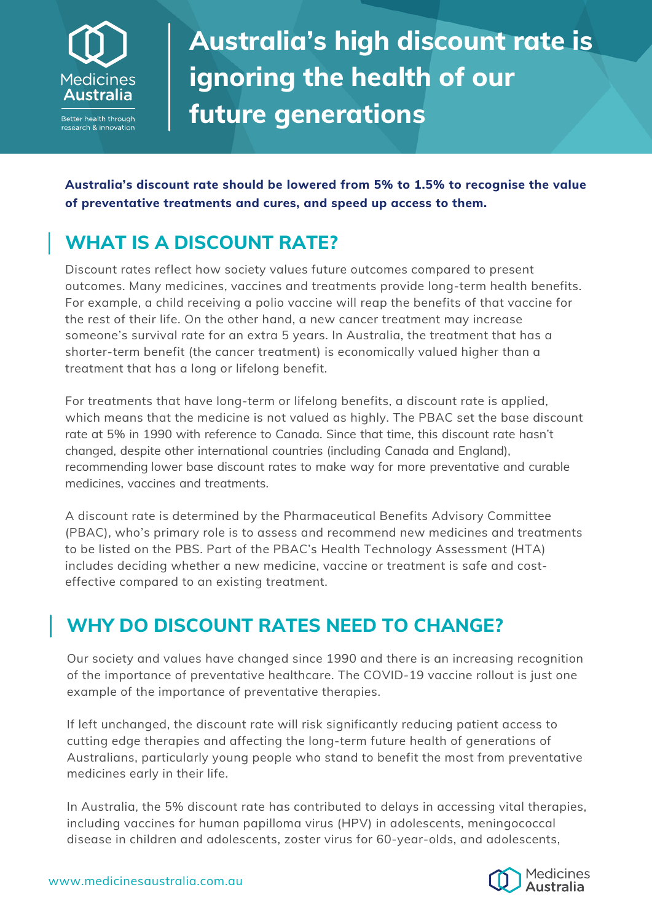# Australia's high discount rate is ignoring the health of our future generations

**Australia's discount rate should be lowered from 5% to 1.5% to recognise the value of preventative treatments and cures, and speed up access to them.**

## WHAT IS A DISCOUNT RATE?

Discount rates reflect how society values future outcomes compared to present outcomes. Many medicines, vaccines and treatments provide long-term health benefits. For example, a child receiving a polio vaccine will reap the benefits of that vaccine for the rest of their life. On the other hand, a new cancer treatment may increase someone's survival rate for an extra 5 years. In Australia, the treatment that has a shorter-term benefit (the cancer treatment) is economically valued higher than a treatment that has a long or lifelong benefit.

For treatments that have long-term or lifelong benefits, a discount rate is applied, which means that the medicine is not valued as highly. The PBAC set the base discount rate at 5% in 1990 with reference to Canada. Since that time, this discount rate hasn't changed, despite other international countries (including Canada and England), recommending lower base discount rates to make way for more preventative and curable medicines, vaccines and treatments.

A discount rate is determined by the Pharmaceutical Benefits Advisory Committee (PBAC), who's primary role is to assess and recommend new medicines and treatments to be listed on the PBS. Part of the PBAC's Health Technology Assessment (HTA) includes deciding whether a new medicine, vaccine or treatment is safe and cost-effective compared to an existing treatment.

## WHY DO DISCOUNT RATES NEED TO CHANGE?

Our society and values have changed since 1990 and there is an increasing recognition of the importance of preventative healthcare. The COVID-19 vaccine rollout is just one example of the importance of preventative therapies.

If left unchanged, the discount rate will risk significantly reducing patient access to cutting edge therapies and affecting the long-term future health of generations of Australians, particularly young people who stand to benefit the most from preventative medicines early in their life.

In Australia, the 5% discount rate has contributed to delays in accessing vital therapies, including vaccines for human papilloma virus (HPV) in adolescents, meningococcal disease in children and adolescents, zoster virus for 60-year-olds, and adolescents,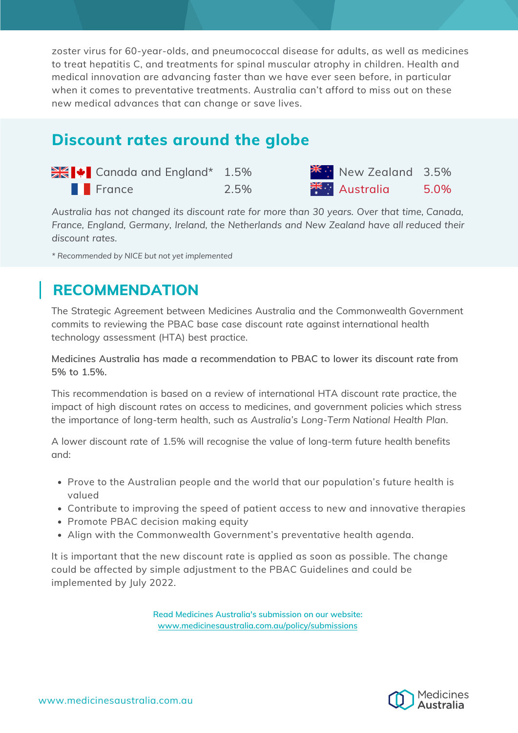zoster virus for 60-year-olds, and pneumococcal disease for adults, as well as medicines to treat hepatitis C, and treatments for spinal muscular atrophy in children. Health and medical innovation are advancing faster than we have ever seen before, in particular when it comes to preventative treatments. Australia can't afford to miss out on these new medical advances that can change or save lives.

## Discount rates around the globe

| | | | |
|---|---|---|---|
| Canada and England* | 1.5% | New Zealand | 3.5% |
| France | 2.5% | Australia | 5.0% |

*Australia has not changed its discount rate for more than 30 years. Over that time, Canada, France, England, Germany, Ireland, the Netherlands and New Zealand have all reduced their discount rates.*

*\* Recommended by NICE but not yet implemented*

## RECOMMENDATION

The Strategic Agreement between Medicines Australia and the Commonwealth Government commits to reviewing the PBAC base case discount rate against international health technology assessment (HTA) best practice.

**Medicines Australia has made a recommendation to PBAC to lower its discount rate from 5% to 1.5%.**

This recommendation is based on a review of international HTA discount rate practice, the impact of high discount rates on access to medicines, and government policies which stress the importance of long-term health, such as *Australia's Long-Term National Health Plan*.

A lower discount rate of 1.5% will recognise the value of long-term future health benefits and:

- Prove to the Australian people and the world that our population's future health is valued
- Contribute to improving the speed of patient access to new and innovative therapies
- Promote PBAC decision making equity
- Align with the Commonwealth Government's preventative health agenda.

It is important that the new discount rate is applied as soon as possible. The change could be affected by simple adjustment to the PBAC Guidelines and could be implemented by July 2022.

Read Medicines Australia's submission on our website:
www.medicinesaustralia.com.au/policy/submissions

www.medicinesaustralia.com.au

Medicines Australia